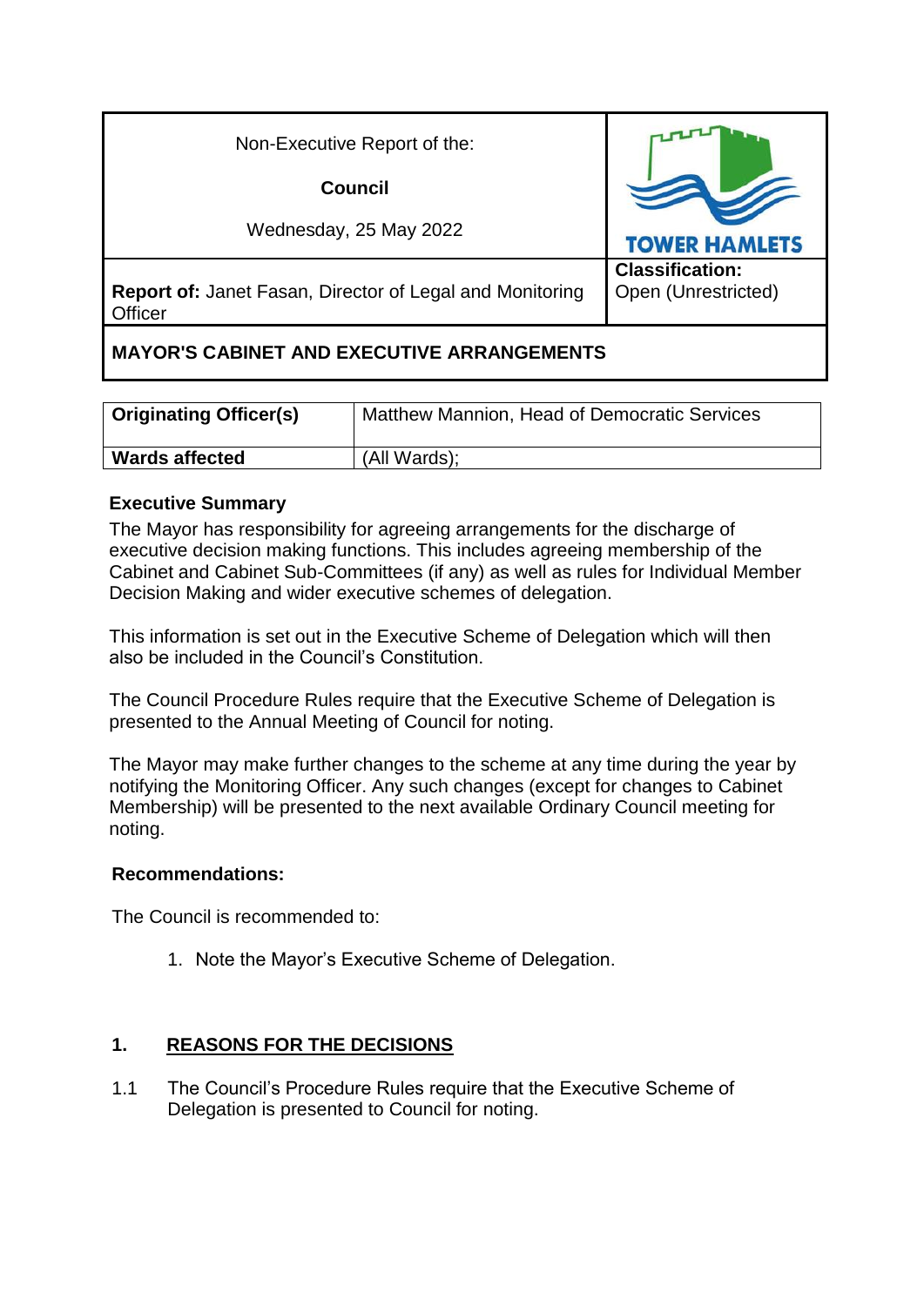| Non-Executive Report of the:<br><br>**Council**<br><br>Wednesday, 25 May 2022 | TOWER HAMLETS |
| --- | --- |
| **Report of:** Janet Fasan, Director of Legal and Monitoring Officer | **Classification:**<br>Open (Unrestricted) |

**MAYOR'S CABINET AND EXECUTIVE ARRANGEMENTS**

| **Originating Officer(s)** | Matthew Mannion, Head of Democratic Services |
| --- | --- |
| **Wards affected** | (All Wards); |

### Executive Summary

The Mayor has responsibility for agreeing arrangements for the discharge of executive decision making functions. This includes agreeing membership of the Cabinet and Cabinet Sub-Committees (if any) as well as rules for Individual Member Decision Making and wider executive schemes of delegation.

This information is set out in the Executive Scheme of Delegation which will then also be included in the Council's Constitution.

The Council Procedure Rules require that the Executive Scheme of Delegation is presented to the Annual Meeting of Council for noting.

The Mayor may make further changes to the scheme at any time during the year by notifying the Monitoring Officer. Any such changes (except for changes to Cabinet Membership) will be presented to the next available Ordinary Council meeting for noting.

### Recommendations:

The Council is recommended to:

1. Note the Mayor's Executive Scheme of Delegation.

## 1. REASONS FOR THE DECISIONS

1.1 The Council's Procedure Rules require that the Executive Scheme of Delegation is presented to Council for noting.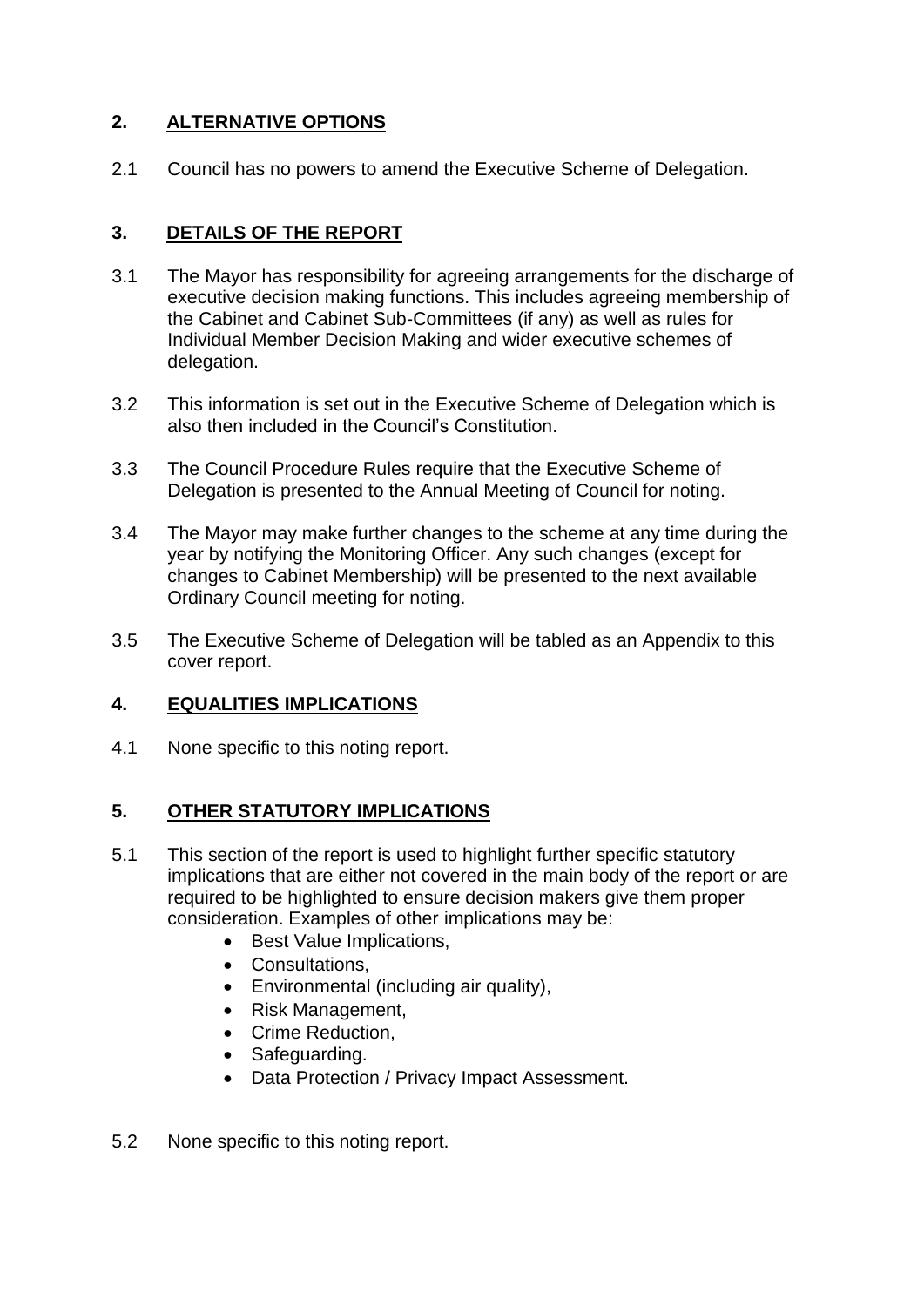## 2. ALTERNATIVE OPTIONS

2.1 Council has no powers to amend the Executive Scheme of Delegation.

## 3. DETAILS OF THE REPORT

3.1 The Mayor has responsibility for agreeing arrangements for the discharge of executive decision making functions. This includes agreeing membership of the Cabinet and Cabinet Sub-Committees (if any) as well as rules for Individual Member Decision Making and wider executive schemes of delegation.

3.2 This information is set out in the Executive Scheme of Delegation which is also then included in the Council's Constitution.

3.3 The Council Procedure Rules require that the Executive Scheme of Delegation is presented to the Annual Meeting of Council for noting.

3.4 The Mayor may make further changes to the scheme at any time during the year by notifying the Monitoring Officer. Any such changes (except for changes to Cabinet Membership) will be presented to the next available Ordinary Council meeting for noting.

3.5 The Executive Scheme of Delegation will be tabled as an Appendix to this cover report.

## 4. EQUALITIES IMPLICATIONS

4.1 None specific to this noting report.

## 5. OTHER STATUTORY IMPLICATIONS

5.1 This section of the report is used to highlight further specific statutory implications that are either not covered in the main body of the report or are required to be highlighted to ensure decision makers give them proper consideration. Examples of other implications may be:

- Best Value Implications,
- Consultations,
- Environmental (including air quality),
- Risk Management,
- Crime Reduction,
- Safeguarding.
- Data Protection / Privacy Impact Assessment.

5.2 None specific to this noting report.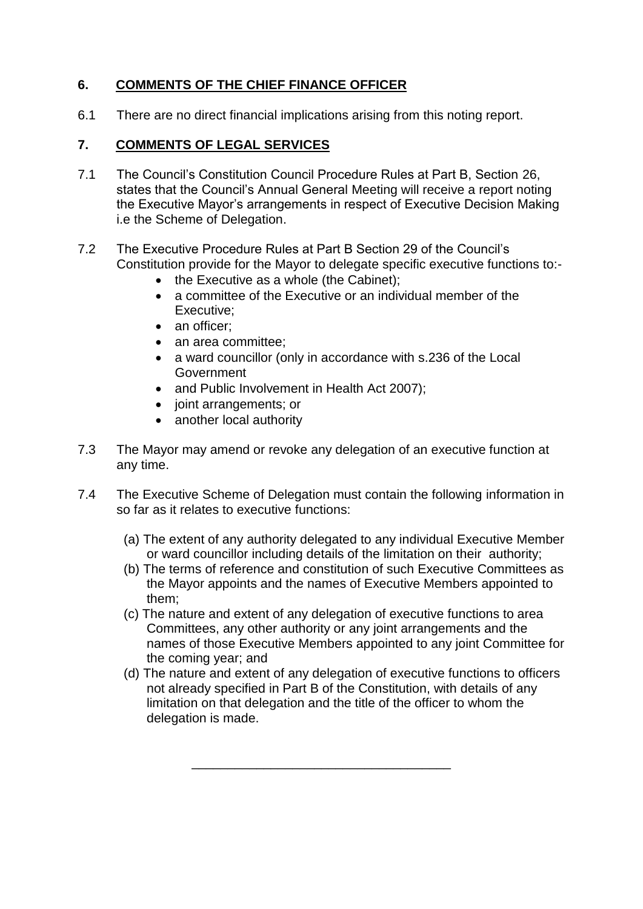## 6. COMMENTS OF THE CHIEF FINANCE OFFICER

6.1 There are no direct financial implications arising from this noting report.

## 7. COMMENTS OF LEGAL SERVICES

7.1 The Council's Constitution Council Procedure Rules at Part B, Section 26, states that the Council's Annual General Meeting will receive a report noting the Executive Mayor's arrangements in respect of Executive Decision Making i.e the Scheme of Delegation.

7.2 The Executive Procedure Rules at Part B Section 29 of the Council's Constitution provide for the Mayor to delegate specific executive functions to:-

- the Executive as a whole (the Cabinet);
- a committee of the Executive or an individual member of the Executive;
- an officer;
- an area committee;
- a ward councillor (only in accordance with s.236 of the Local Government
- and Public Involvement in Health Act 2007);
- joint arrangements; or
- another local authority

7.3 The Mayor may amend or revoke any delegation of an executive function at any time.

7.4 The Executive Scheme of Delegation must contain the following information in so far as it relates to executive functions:

(a) The extent of any authority delegated to any individual Executive Member or ward councillor including details of the limitation on their authority;

(b) The terms of reference and constitution of such Executive Committees as the Mayor appoints and the names of Executive Members appointed to them;

(c) The nature and extent of any delegation of executive functions to area Committees, any other authority or any joint arrangements and the names of those Executive Members appointed to any joint Committee for the coming year; and

(d) The nature and extent of any delegation of executive functions to officers not already specified in Part B of the Constitution, with details of any limitation on that delegation and the title of the officer to whom the delegation is made.

---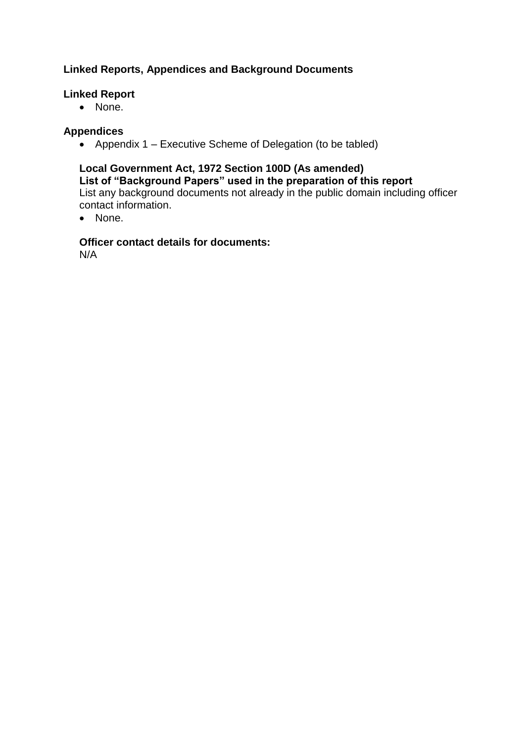**Linked Reports, Appendices and Background Documents**

**Linked Report**

- None.

**Appendices**

- Appendix 1 – Executive Scheme of Delegation (to be tabled)

**Local Government Act, 1972 Section 100D (As amended)**
**List of "Background Papers" used in the preparation of this report**
List any background documents not already in the public domain including officer contact information.

- None.

**Officer contact details for documents:**
N/A